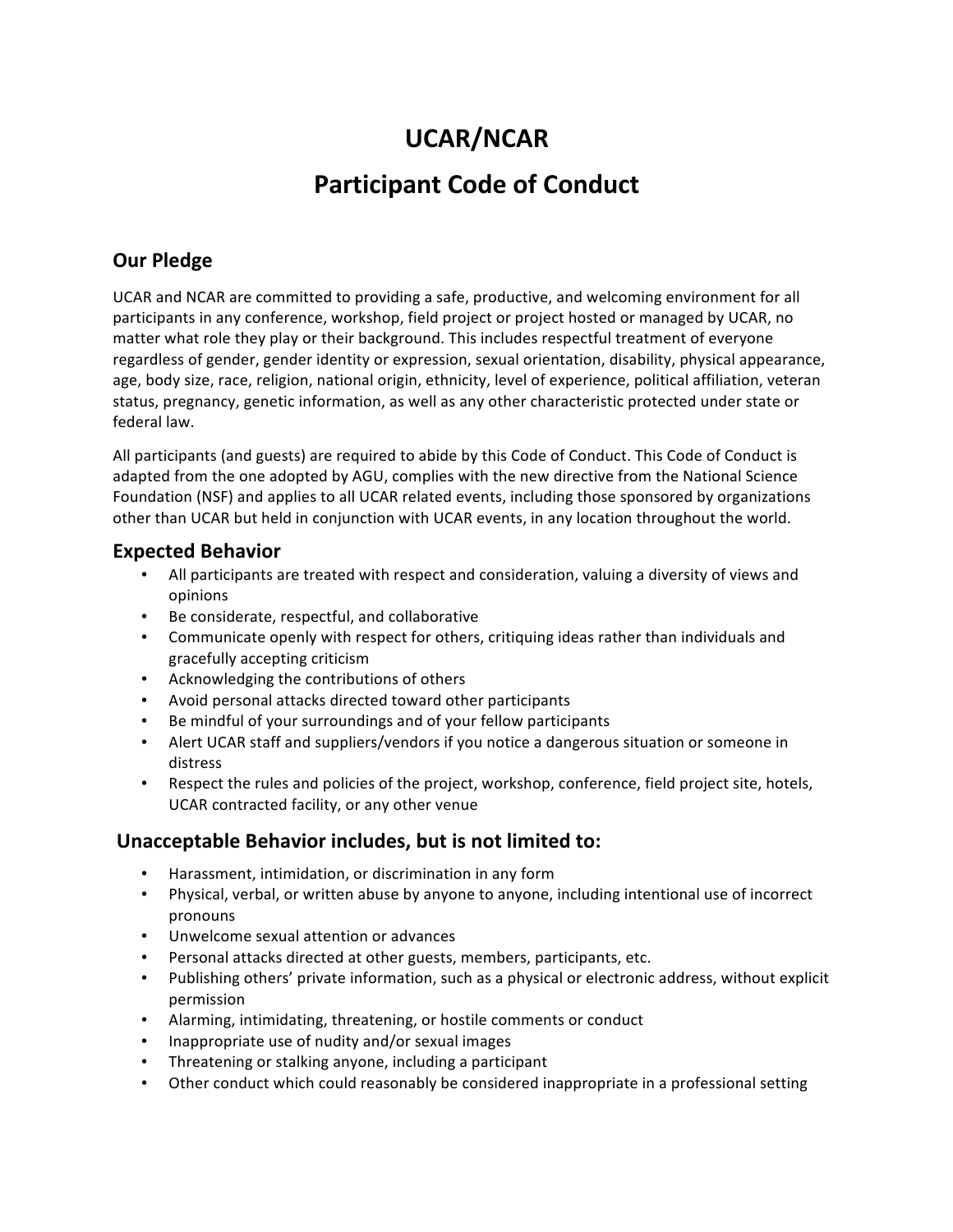# UCAR/NCAR

# Participant Code of Conduct

## Our Pledge

UCAR and NCAR are committed to providing a safe, productive, and welcoming environment for all participants in any conference, workshop, field project or project hosted or managed by UCAR, no matter what role they play or their background. This includes respectful treatment of everyone regardless of gender, gender identity or expression, sexual orientation, disability, physical appearance, age, body size, race, religion, national origin, ethnicity, level of experience, political affiliation, veteran status, pregnancy, genetic information, as well as any other characteristic protected under state or federal law.

All participants (and guests) are required to abide by this Code of Conduct. This Code of Conduct is adapted from the one adopted by AGU, complies with the new directive from the National Science Foundation (NSF) and applies to all UCAR related events, including those sponsored by organizations other than UCAR but held in conjunction with UCAR events, in any location throughout the world.

## Expected Behavior

- All participants are treated with respect and consideration, valuing a diversity of views and opinions
- Be considerate, respectful, and collaborative
- Communicate openly with respect for others, critiquing ideas rather than individuals and gracefully accepting criticism
- Acknowledging the contributions of others
- Avoid personal attacks directed toward other participants
- Be mindful of your surroundings and of your fellow participants
- Alert UCAR staff and suppliers/vendors if you notice a dangerous situation or someone in distress
- Respect the rules and policies of the project, workshop, conference, field project site, hotels, UCAR contracted facility, or any other venue

## Unacceptable Behavior includes, but is not limited to:

- Harassment, intimidation, or discrimination in any form
- Physical, verbal, or written abuse by anyone to anyone, including intentional use of incorrect pronouns
- Unwelcome sexual attention or advances
- Personal attacks directed at other guests, members, participants, etc.
- Publishing others' private information, such as a physical or electronic address, without explicit permission
- Alarming, intimidating, threatening, or hostile comments or conduct
- Inappropriate use of nudity and/or sexual images
- Threatening or stalking anyone, including a participant
- Other conduct which could reasonably be considered inappropriate in a professional setting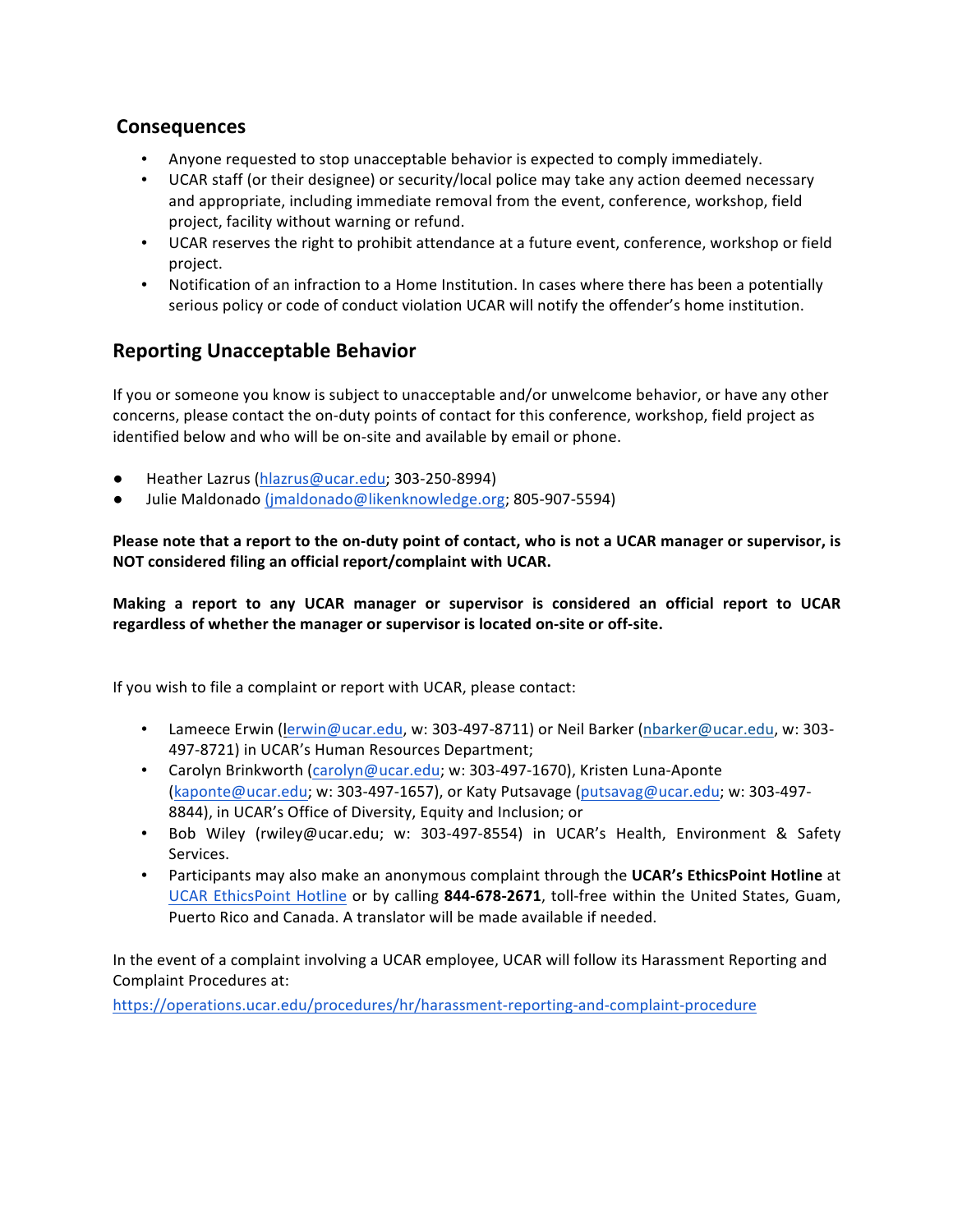## Consequences

- Anyone requested to stop unacceptable behavior is expected to comply immediately.
- UCAR staff (or their designee) or security/local police may take any action deemed necessary and appropriate, including immediate removal from the event, conference, workshop, field project, facility without warning or refund.
- UCAR reserves the right to prohibit attendance at a future event, conference, workshop or field project.
- Notification of an infraction to a Home Institution. In cases where there has been a potentially serious policy or code of conduct violation UCAR will notify the offender's home institution.

## Reporting Unacceptable Behavior

If you or someone you know is subject to unacceptable and/or unwelcome behavior, or have any other concerns, please contact the on-duty points of contact for this conference, workshop, field project as identified below and who will be on-site and available by email or phone.

- Heather Lazrus (hlazrus@ucar.edu; 303-250-8994)
- Julie Maldonado (jmaldonado@likenknowledge.org; 805-907-5594)

**Please note that a report to the on-duty point of contact, who is not a UCAR manager or supervisor, is NOT considered filing an official report/complaint with UCAR.**

**Making a report to any UCAR manager or supervisor is considered an official report to UCAR regardless of whether the manager or supervisor is located on-site or off-site.**

If you wish to file a complaint or report with UCAR, please contact:

- Lameece Erwin (lerwin@ucar.edu, w: 303-497-8711) or Neil Barker (nbarker@ucar.edu, w: 303-497-8721) in UCAR's Human Resources Department;
- Carolyn Brinkworth (carolyn@ucar.edu; w: 303-497-1670), Kristen Luna-Aponte (kaponte@ucar.edu; w: 303-497-1657), or Katy Putsavage (putsavag@ucar.edu; w: 303-497-8844), in UCAR's Office of Diversity, Equity and Inclusion; or
- Bob Wiley (rwiley@ucar.edu; w: 303-497-8554) in UCAR's Health, Environment & Safety Services.
- Participants may also make an anonymous complaint through the **UCAR's EthicsPoint Hotline** at UCAR EthicsPoint Hotline or by calling **844-678-2671**, toll-free within the United States, Guam, Puerto Rico and Canada. A translator will be made available if needed.

In the event of a complaint involving a UCAR employee, UCAR will follow its Harassment Reporting and Complaint Procedures at:
https://operations.ucar.edu/procedures/hr/harassment-reporting-and-complaint-procedure